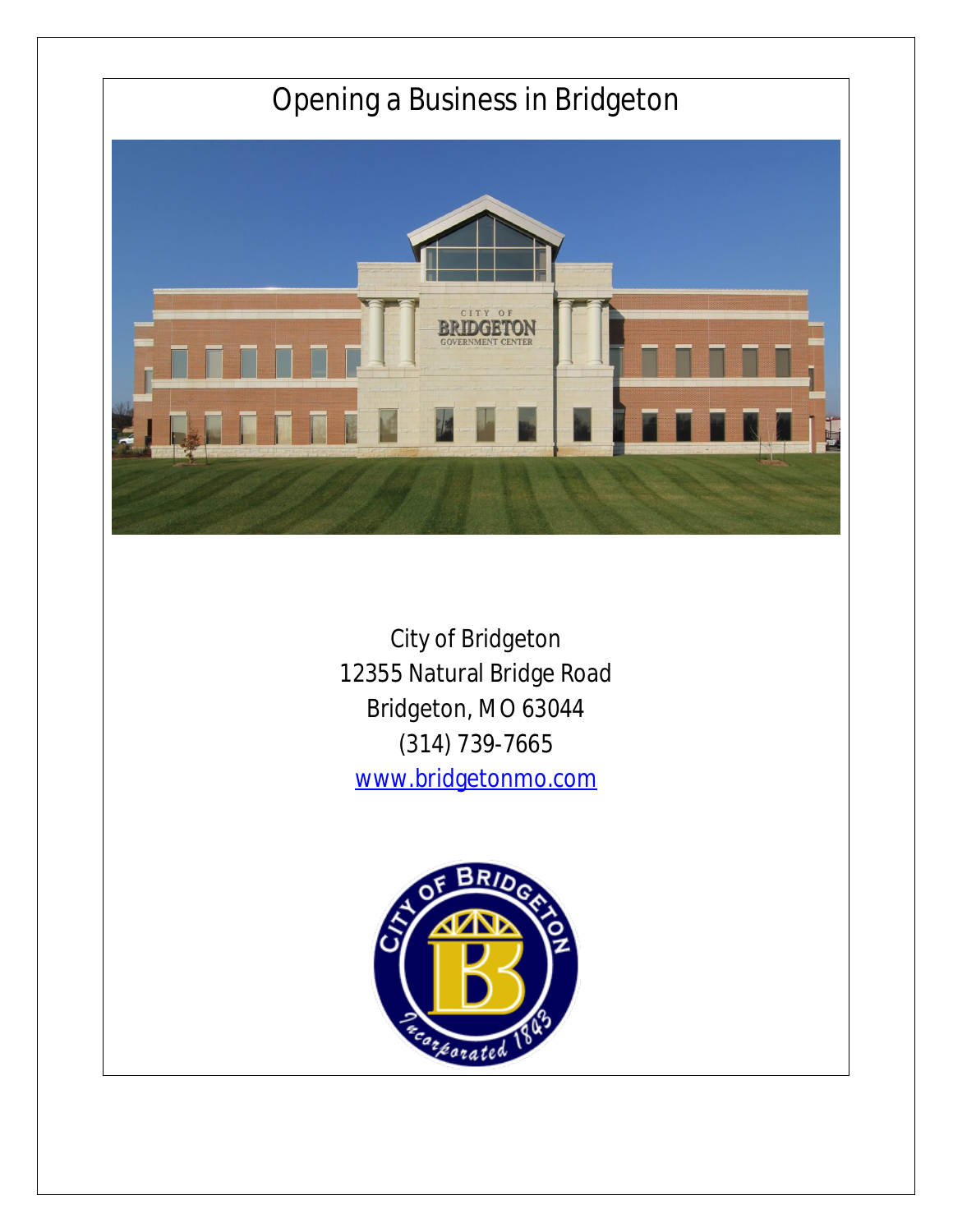# Opening a Business in Bridgeton

City of Bridgeton
12355 Natural Bridge Road
Bridgeton, MO 63044
(314) 739-7665
www.bridgetonmo.com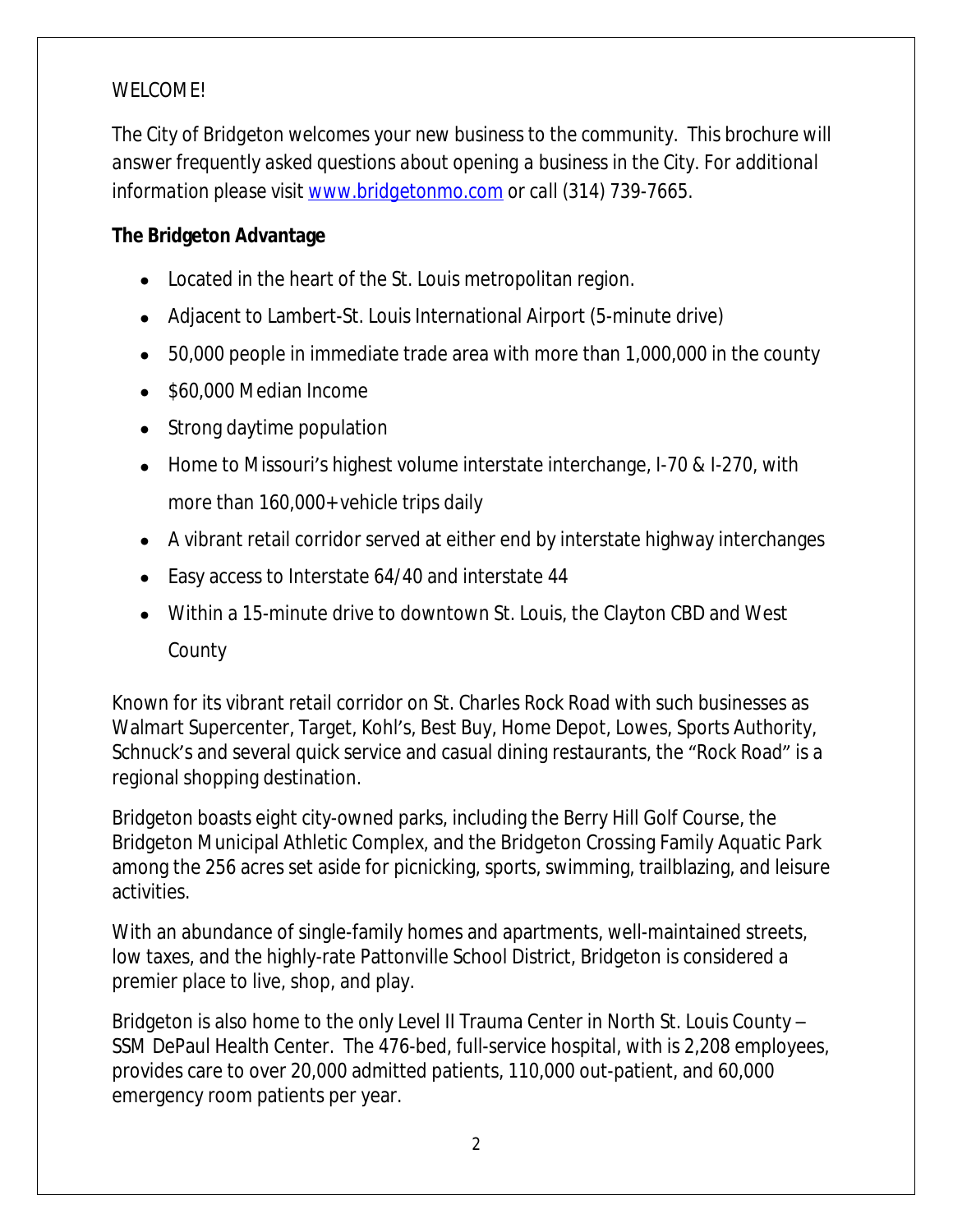WELCOME!

*The City of Bridgeton welcomes your new business to the community. This brochure will answer frequently asked questions about opening a business in the City. For additional information please visit [www.bridgetonmo.com](http://www.bridgetonmo.com) or call (314) 739-7665.*

**The Bridgeton Advantage**

- Located in the heart of the St. Louis metropolitan region.
- Adjacent to Lambert-St. Louis International Airport (5-minute drive)
- 50,000 people in immediate trade area with more than 1,000,000 in the county
- $60,000 Median Income
- Strong daytime population
- Home to Missouri's highest volume interstate interchange, I-70 & I-270, with more than 160,000+ vehicle trips daily
- A vibrant retail corridor served at either end by interstate highway interchanges
- Easy access to Interstate 64/40 and interstate 44
- Within a 15-minute drive to downtown St. Louis, the Clayton CBD and West County

Known for its vibrant retail corridor on St. Charles Rock Road with such businesses as Walmart Supercenter, Target, Kohl's, Best Buy, Home Depot, Lowes, Sports Authority, Schnuck's and several quick service and casual dining restaurants, the "Rock Road" is a regional shopping destination.

Bridgeton boasts eight city-owned parks, including the Berry Hill Golf Course, the Bridgeton Municipal Athletic Complex, and the Bridgeton Crossing Family Aquatic Park among the 256 acres set aside for picnicking, sports, swimming, trailblazing, and leisure activities.

With an abundance of single-family homes and apartments, well-maintained streets, low taxes, and the highly-rate Pattonville School District, Bridgeton is considered a premier place to live, shop, and play.

Bridgeton is also home to the only Level II Trauma Center in North St. Louis County – SSM DePaul Health Center. The 476-bed, full-service hospital, with is 2,208 employees, provides care to over 20,000 admitted patients, 110,000 out-patient, and 60,000 emergency room patients per year.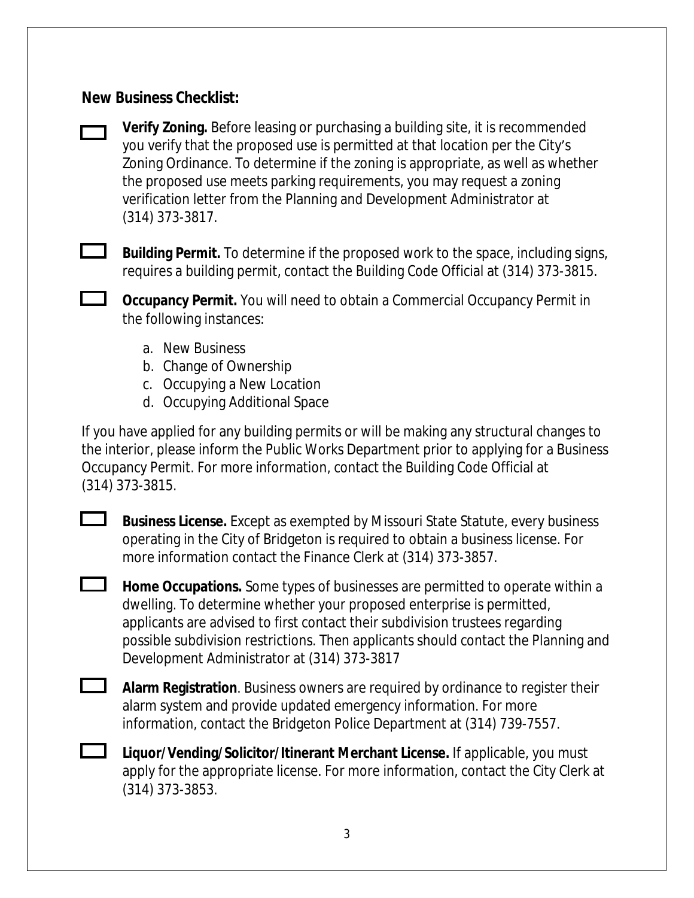**New Business Checklist:**

- [ ] **Verify Zoning.** Before leasing or purchasing a building site, it is recommended you verify that the proposed use is permitted at that location per the City's Zoning Ordinance. To determine if the zoning is appropriate, as well as whether the proposed use meets parking requirements, you may request a zoning verification letter from the Planning and Development Administrator at (314) 373-3817.

- [ ] **Building Permit.** To determine if the proposed work to the space, including signs, requires a building permit, contact the Building Code Official at (314) 373-3815.

- [ ] **Occupancy Permit.** You will need to obtain a Commercial Occupancy Permit in the following instances:

    a. New Business
    b. Change of Ownership
    c. Occupying a New Location
    d. Occupying Additional Space

If you have applied for any building permits or will be making any structural changes to the interior, please inform the Public Works Department prior to applying for a Business Occupancy Permit. For more information, contact the Building Code Official at (314) 373-3815.

- [ ] **Business License.** Except as exempted by Missouri State Statute, every business operating in the City of Bridgeton is required to obtain a business license. For more information contact the Finance Clerk at (314) 373-3857.

- [ ] **Home Occupations.** Some types of businesses are permitted to operate within a dwelling. To determine whether your proposed enterprise is permitted, applicants are advised to first contact their subdivision trustees regarding possible subdivision restrictions. Then applicants should contact the Planning and Development Administrator at (314) 373-3817

- [ ] **Alarm Registration**. Business owners are required by ordinance to register their alarm system and provide updated emergency information. For more information, contact the Bridgeton Police Department at (314) 739-7557.

- [ ] **Liquor/Vending/Solicitor/Itinerant Merchant License.** If applicable, you must apply for the appropriate license. For more information, contact the City Clerk at (314) 373-3853.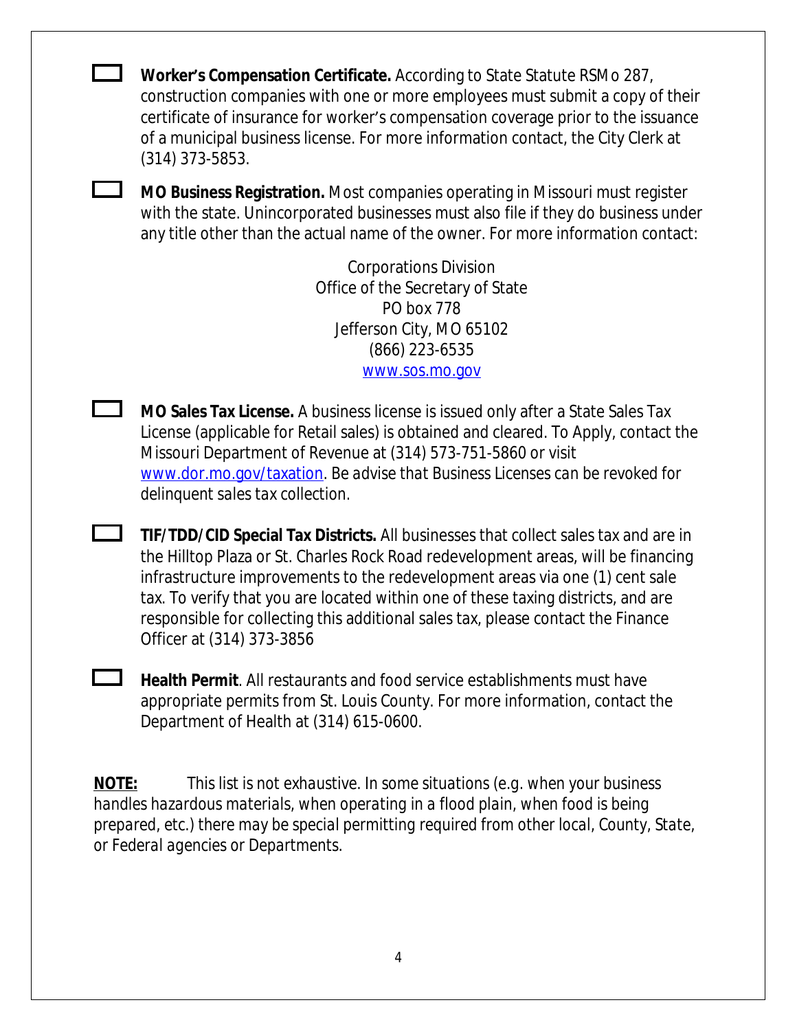- [ ] **Worker's Compensation Certificate.** According to State Statute RSMo 287, construction companies with one or more employees must submit a copy of their certificate of insurance for worker's compensation coverage prior to the issuance of a municipal business license. For more information contact, the City Clerk at (314) 373-5853.

- [ ] **MO Business Registration.** Most companies operating in Missouri must register with the state. Unincorporated businesses must also file if they do business under any title other than the actual name of the owner. For more information contact:

  Corporations Division
  Office of the Secretary of State
  PO box 778
  Jefferson City, MO 65102
  (866) 223-6535
  www.sos.mo.gov

- [ ] **MO Sales Tax License.** A business license is issued only after a State Sales Tax License (applicable for Retail sales) is obtained and cleared. To Apply, contact the Missouri Department of Revenue at (314) 573-751-5860 or visit www.dor.mo.gov/taxation. *Be advise that Business Licenses can be revoked for delinquent sales tax collection.*

- [ ] **TIF/TDD/CID Special Tax Districts.** All businesses that collect sales tax and are in the Hilltop Plaza or St. Charles Rock Road redevelopment areas, will be financing infrastructure improvements to the redevelopment areas via one (1) cent sale tax. To verify that you are located within one of these taxing districts, and are responsible for collecting this additional sales tax, please contact the Finance Officer at (314) 373-3856

- [ ] **Health Permit**. All restaurants and food service establishments must have appropriate permits from St. Louis County. For more information, contact the Department of Health at (314) 615-0600.

***NOTE:*** *This list is not exhaustive. In some situations (e.g. when your business handles hazardous materials, when operating in a flood plain, when food is being prepared, etc.) there may be special permitting required from other local, County, State, or Federal agencies or Departments.*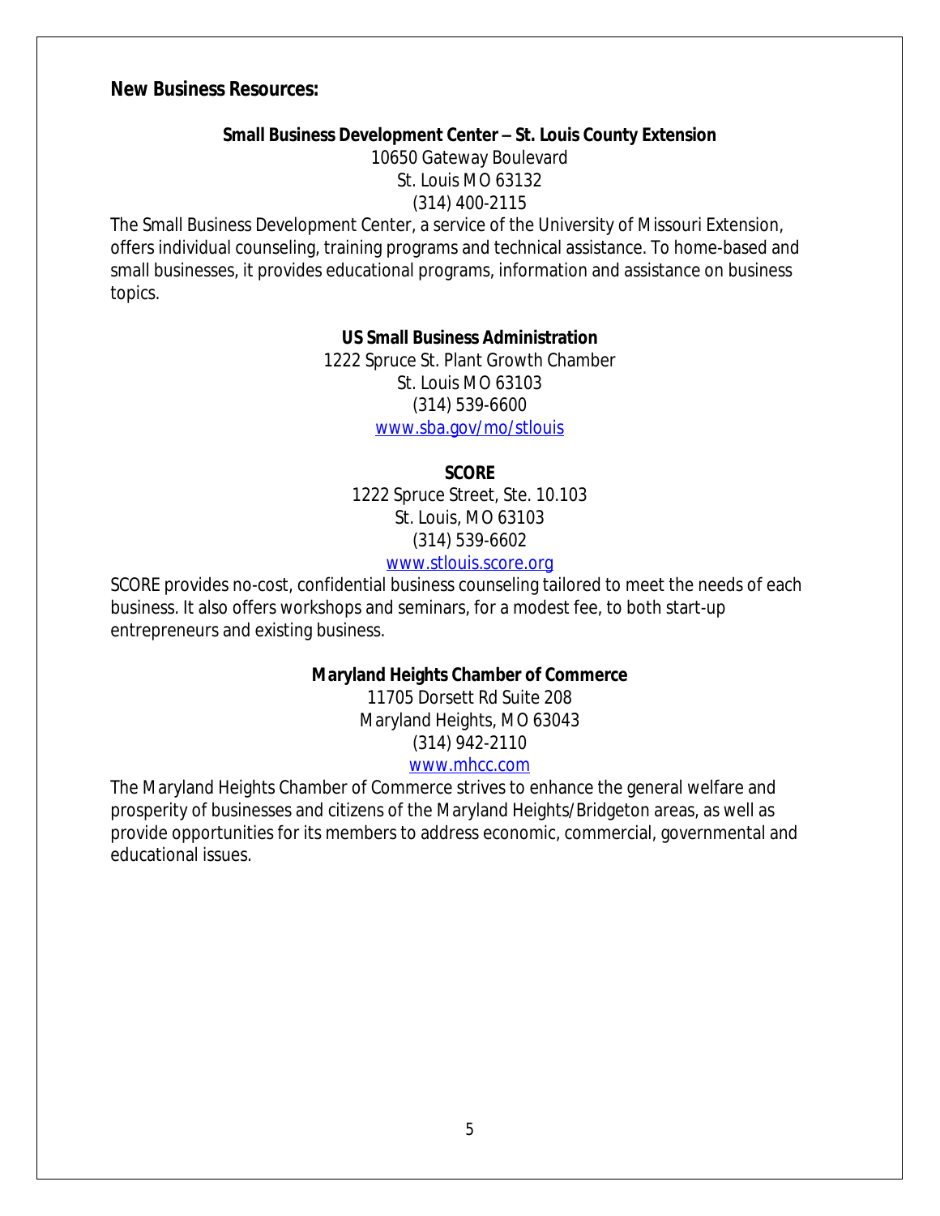## New Business Resources:

**Small Business Development Center – St. Louis County Extension**
10650 Gateway Boulevard
St. Louis MO 63132
(314) 400-2115

The Small Business Development Center, a service of the University of Missouri Extension, offers individual counseling, training programs and technical assistance. To home-based and small businesses, it provides educational programs, information and assistance on business topics.

**US Small Business Administration**
1222 Spruce St. Plant Growth Chamber
St. Louis MO 63103
(314) 539-6600
www.sba.gov/mo/stlouis

**SCORE**
1222 Spruce Street, Ste. 10.103
St. Louis, MO 63103
(314) 539-6602
www.stlouis.score.org

SCORE provides no-cost, confidential business counseling tailored to meet the needs of each business. It also offers workshops and seminars, for a modest fee, to both start-up entrepreneurs and existing business.

**Maryland Heights Chamber of Commerce**
11705 Dorsett Rd Suite 208
Maryland Heights, MO 63043
(314) 942-2110
www.mhcc.com

The Maryland Heights Chamber of Commerce strives to enhance the general welfare and prosperity of businesses and citizens of the Maryland Heights/Bridgeton areas, as well as provide opportunities for its members to address economic, commercial, governmental and educational issues.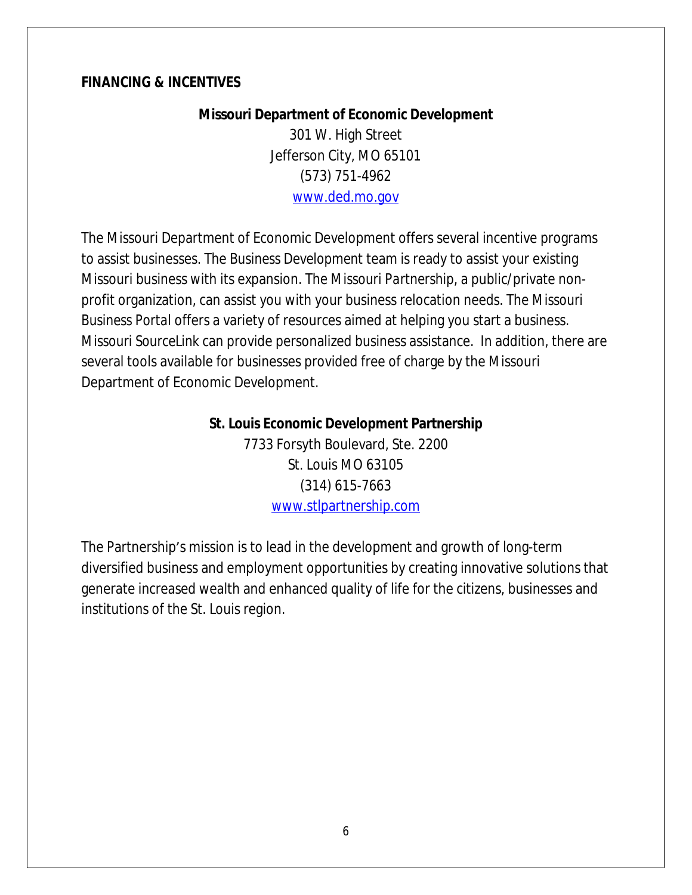## FINANCING & INCENTIVES

**Missouri Department of Economic Development**
301 W. High Street
Jefferson City, MO 65101
(573) 751-4962
www.ded.mo.gov

The Missouri Department of Economic Development offers several incentive programs to assist businesses. The Business Development team is ready to assist your existing Missouri business with its expansion. The Missouri Partnership, a public/private non-profit organization, can assist you with your business relocation needs. The Missouri Business Portal offers a variety of resources aimed at helping you start a business. Missouri SourceLink can provide personalized business assistance. In addition, there are several tools available for businesses provided free of charge by the Missouri Department of Economic Development.

**St. Louis Economic Development Partnership**
7733 Forsyth Boulevard, Ste. 2200
St. Louis MO 63105
(314) 615-7663
www.stlpartnership.com

The Partnership's mission is to lead in the development and growth of long-term diversified business and employment opportunities by creating innovative solutions that generate increased wealth and enhanced quality of life for the citizens, businesses and institutions of the St. Louis region.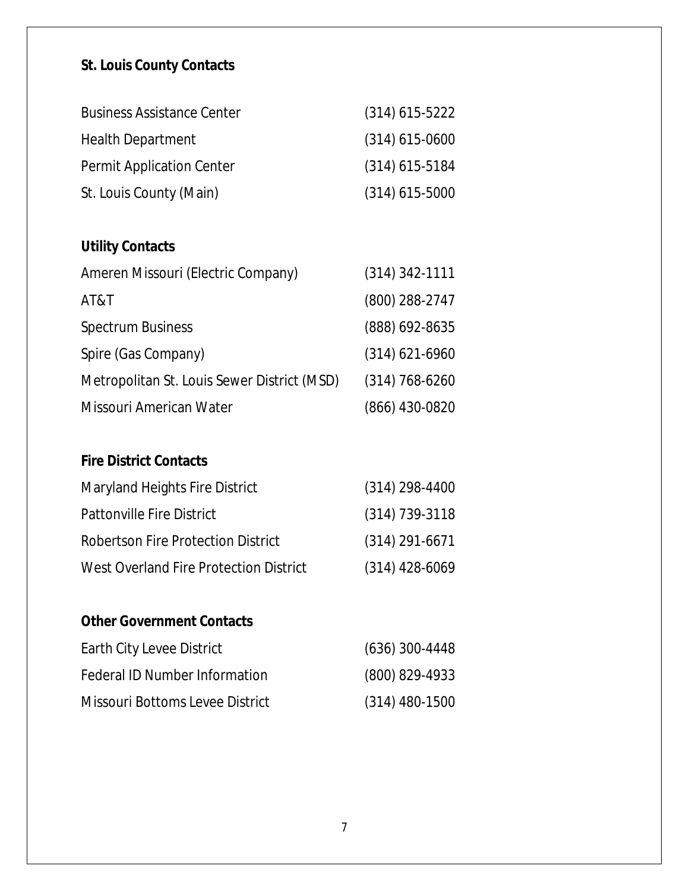**St. Louis County Contacts**

| | |
|---|---|
| Business Assistance Center | (314) 615-5222 |
| Health Department | (314) 615-0600 |
| Permit Application Center | (314) 615-5184 |
| St. Louis County (Main) | (314) 615-5000 |

**Utility Contacts**

| | |
|---|---|
| Ameren Missouri (Electric Company) | (314) 342-1111 |
| AT&T | (800) 288-2747 |
| Spectrum Business | (888) 692-8635 |
| Spire (Gas Company) | (314) 621-6960 |
| Metropolitan St. Louis Sewer District (MSD) | (314) 768-6260 |
| Missouri American Water | (866) 430-0820 |

**Fire District Contacts**

| | |
|---|---|
| Maryland Heights Fire District | (314) 298-4400 |
| Pattonville Fire District | (314) 739-3118 |
| Robertson Fire Protection District | (314) 291-6671 |
| West Overland Fire Protection District | (314) 428-6069 |

**Other Government Contacts**

| | |
|---|---|
| Earth City Levee District | (636) 300-4448 |
| Federal ID Number Information | (800) 829-4933 |
| Missouri Bottoms Levee District | (314) 480-1500 |